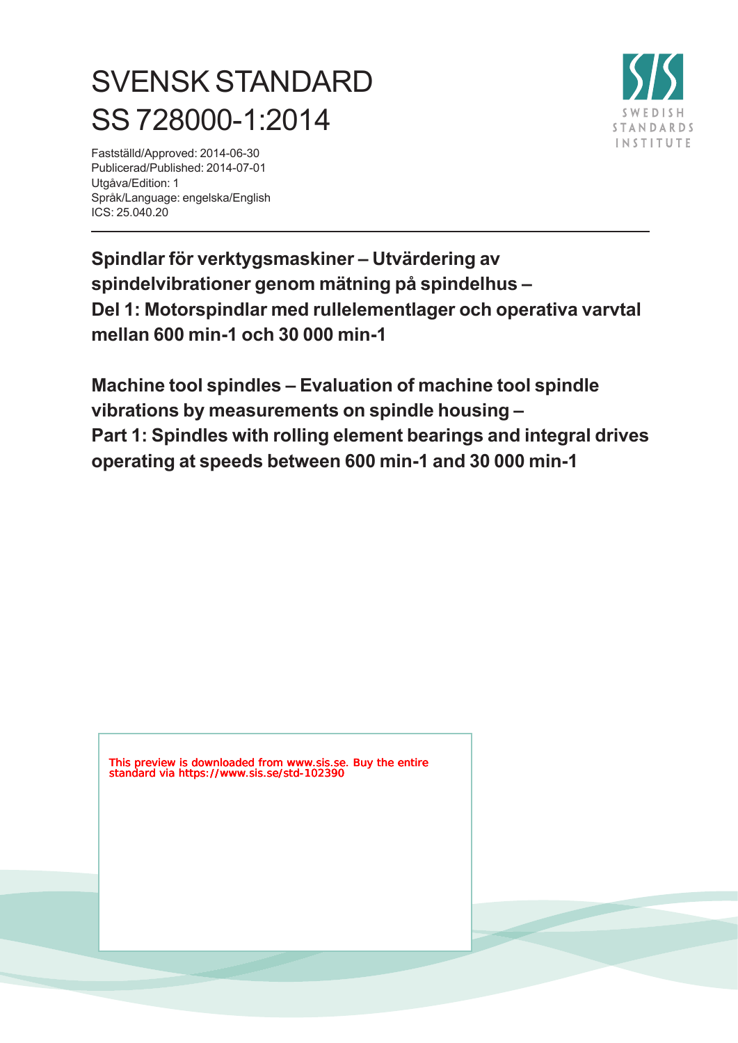# SVENSK STANDARD
# SS 728000-1:2014

Fastställd/Approved: 2014-06-30
Publicerad/Published: 2014-07-01
Utgåva/Edition: 1
Språk/Language: engelska/English
ICS: 25.040.20

SWEDISH STANDARDS INSTITUTE

---

## Spindlar för verktygsmaskiner – Utvärdering av spindelvibrationer genom mätning på spindelhus – Del 1: Motorspindlar med rullelementlager och operativa varvtal mellan 600 min-1 och 30 000 min-1

## Machine tool spindles – Evaluation of machine tool spindle vibrations by measurements on spindle housing – Part 1: Spindles with rolling element bearings and integral drives operating at speeds between 600 min-1 and 30 000 min-1

This preview is downloaded from www.sis.se. Buy the entire standard via https://www.sis.se/std-102390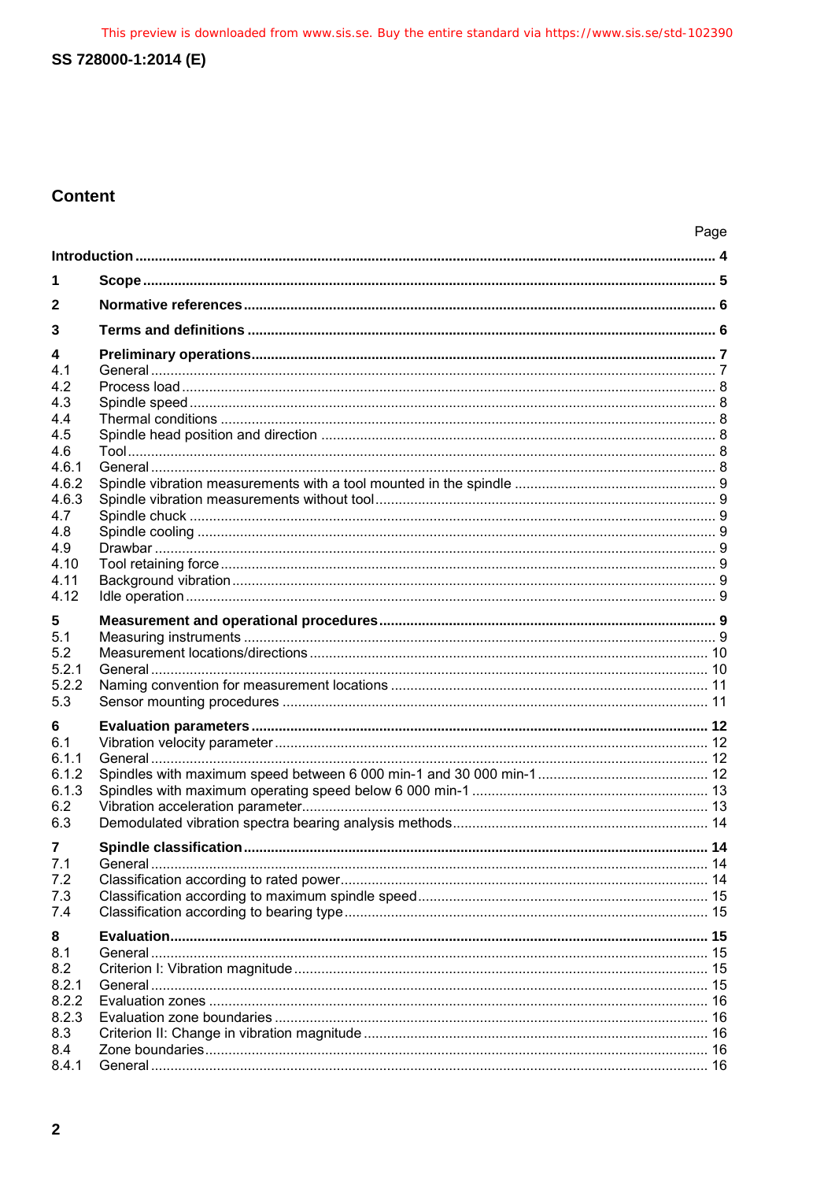## Content

| | | Page |
|---|---|---|
| **Introduction** | | **4** |
| **1** | **Scope** | **5** |
| **2** | **Normative references** | **6** |
| **3** | **Terms and definitions** | **6** |
| **4** | **Preliminary operations** | **7** |
| 4.1 | General | 7 |
| 4.2 | Process load | 8 |
| 4.3 | Spindle speed | 8 |
| 4.4 | Thermal conditions | 8 |
| 4.5 | Spindle head position and direction | 8 |
| 4.6 | Tool | 8 |
| 4.6.1 | General | 8 |
| 4.6.2 | Spindle vibration measurements with a tool mounted in the spindle | 9 |
| 4.6.3 | Spindle vibration measurements without tool | 9 |
| 4.7 | Spindle chuck | 9 |
| 4.8 | Spindle cooling | 9 |
| 4.9 | Drawbar | 9 |
| 4.10 | Tool retaining force | 9 |
| 4.11 | Background vibration | 9 |
| 4.12 | Idle operation | 9 |
| **5** | **Measurement and operational procedures** | **9** |
| 5.1 | Measuring instruments | 9 |
| 5.2 | Measurement locations/directions | 10 |
| 5.2.1 | General | 10 |
| 5.2.2 | Naming convention for measurement locations | 11 |
| 5.3 | Sensor mounting procedures | 11 |
| **6** | **Evaluation parameters** | **12** |
| 6.1 | Vibration velocity parameter | 12 |
| 6.1.1 | General | 12 |
| 6.1.2 | Spindles with maximum speed between 6 000 min-1 and 30 000 min-1 | 12 |
| 6.1.3 | Spindles with maximum operating speed below 6 000 min-1 | 13 |
| 6.2 | Vibration acceleration parameter | 13 |
| 6.3 | Demodulated vibration spectra bearing analysis methods | 14 |
| **7** | **Spindle classification** | **14** |
| 7.1 | General | 14 |
| 7.2 | Classification according to rated power | 14 |
| 7.3 | Classification according to maximum spindle speed | 15 |
| 7.4 | Classification according to bearing type | 15 |
| **8** | **Evaluation** | **15** |
| 8.1 | General | 15 |
| 8.2 | Criterion I: Vibration magnitude | 15 |
| 8.2.1 | General | 15 |
| 8.2.2 | Evaluation zones | 16 |
| 8.2.3 | Evaluation zone boundaries | 16 |
| 8.3 | Criterion II: Change in vibration magnitude | 16 |
| 8.4 | Zone boundaries | 16 |
| 8.4.1 | General | 16 |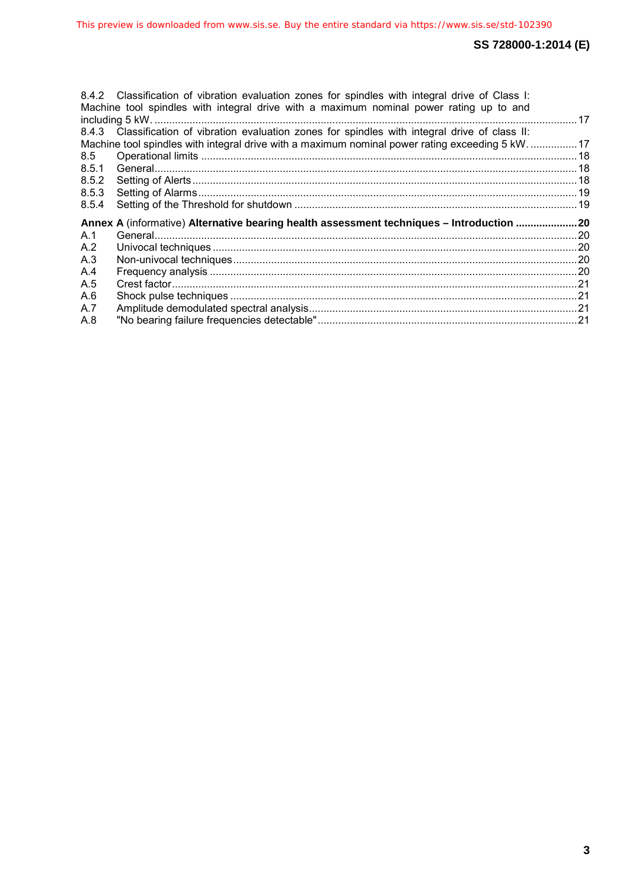8.4.2 Classification of vibration evaluation zones for spindles with integral drive of Class I: Machine tool spindles with integral drive with a maximum nominal power rating up to and including 5 kW. .......... 17
8.4.3 Classification of vibration evaluation zones for spindles with integral drive of class II: Machine tool spindles with integral drive with a maximum nominal power rating exceeding 5 kW. .......... 17
8.5 Operational limits .......... 18
8.5.1 General .......... 18
8.5.2 Setting of Alerts .......... 18
8.5.3 Setting of Alarms .......... 19
8.5.4 Setting of the Threshold for shutdown .......... 19

**Annex A** (informative) **Alternative bearing health assessment techniques – Introduction .......... 20**
A.1 General .......... 20
A.2 Univocal techniques .......... 20
A.3 Non-univocal techniques .......... 20
A.4 Frequency analysis .......... 20
A.5 Crest factor .......... 21
A.6 Shock pulse techniques .......... 21
A.7 Amplitude demodulated spectral analysis .......... 21
A.8 "No bearing failure frequencies detectable" .......... 21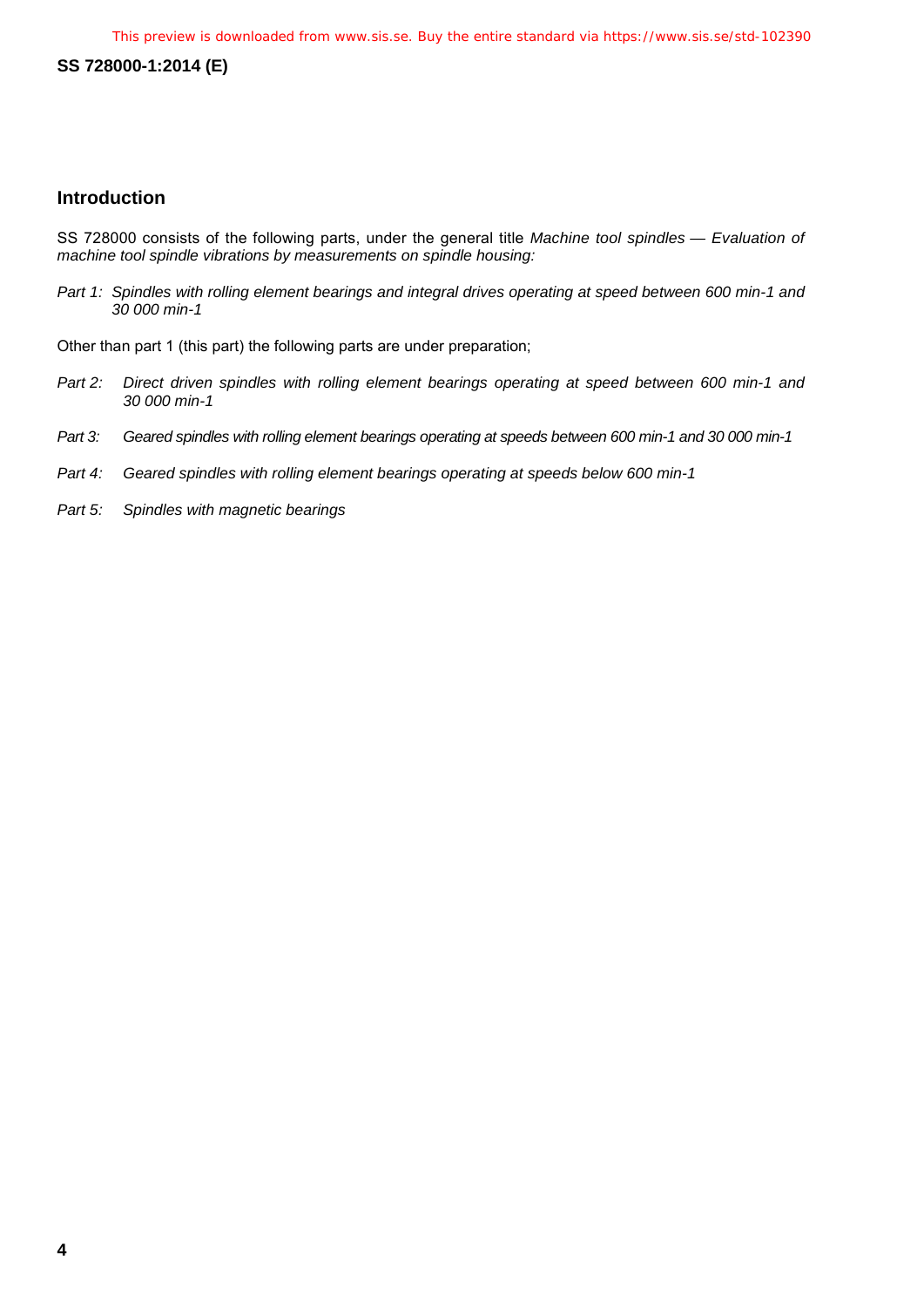## Introduction

SS 728000 consists of the following parts, under the general title *Machine tool spindles — Evaluation of machine tool spindle vibrations by measurements on spindle housing:*

*Part 1: Spindles with rolling element bearings and integral drives operating at speed between 600 min-1 and 30 000 min-1*

Other than part 1 (this part) the following parts are under preparation;

*Part 2: Direct driven spindles with rolling element bearings operating at speed between 600 min-1 and 30 000 min-1*

*Part 3: Geared spindles with rolling element bearings operating at speeds between 600 min-1 and 30 000 min-1*

*Part 4: Geared spindles with rolling element bearings operating at speeds below 600 min-1*

*Part 5: Spindles with magnetic bearings*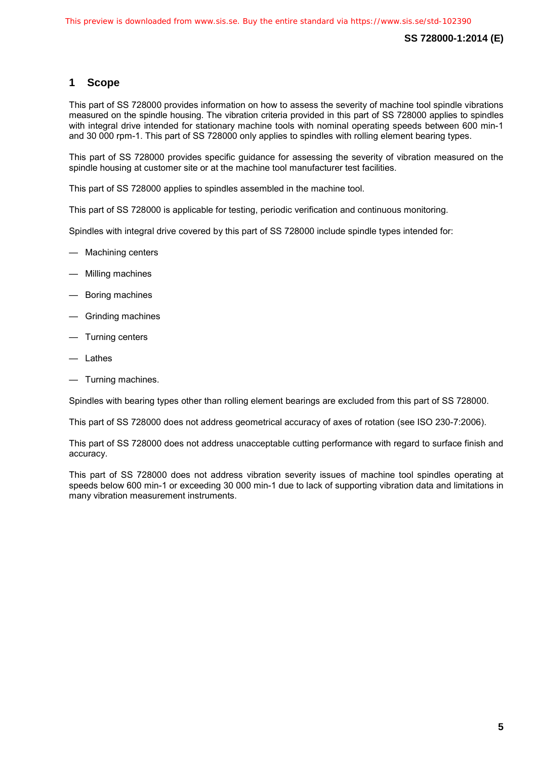## 1 Scope

This part of SS 728000 provides information on how to assess the severity of machine tool spindle vibrations measured on the spindle housing. The vibration criteria provided in this part of SS 728000 applies to spindles with integral drive intended for stationary machine tools with nominal operating speeds between 600 min-1 and 30 000 rpm-1. This part of SS 728000 only applies to spindles with rolling element bearing types.

This part of SS 728000 provides specific guidance for assessing the severity of vibration measured on the spindle housing at customer site or at the machine tool manufacturer test facilities.

This part of SS 728000 applies to spindles assembled in the machine tool.

This part of SS 728000 is applicable for testing, periodic verification and continuous monitoring.

Spindles with integral drive covered by this part of SS 728000 include spindle types intended for:

— Machining centers

— Milling machines

— Boring machines

— Grinding machines

— Turning centers

— Lathes

— Turning machines.

Spindles with bearing types other than rolling element bearings are excluded from this part of SS 728000.

This part of SS 728000 does not address geometrical accuracy of axes of rotation (see ISO 230-7:2006).

This part of SS 728000 does not address unacceptable cutting performance with regard to surface finish and accuracy.

This part of SS 728000 does not address vibration severity issues of machine tool spindles operating at speeds below 600 min-1 or exceeding 30 000 min-1 due to lack of supporting vibration data and limitations in many vibration measurement instruments.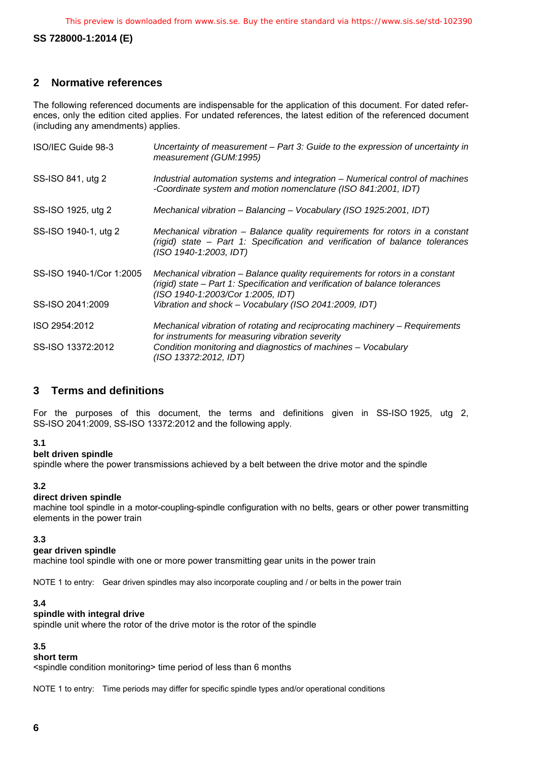## 2 Normative references

The following referenced documents are indispensable for the application of this document. For dated references, only the edition cited applies. For undated references, the latest edition of the referenced document (including any amendments) applies.

| | |
|---|---|
| ISO/IEC Guide 98-3 | *Uncertainty of measurement – Part 3: Guide to the expression of uncertainty in measurement (GUM:1995)* |
| SS-ISO 841, utg 2 | *Industrial automation systems and integration – Numerical control of machines -Coordinate system and motion nomenclature (ISO 841:2001, IDT)* |
| SS-ISO 1925, utg 2 | *Mechanical vibration – Balancing – Vocabulary (ISO 1925:2001, IDT)* |
| SS-ISO 1940-1, utg 2 | *Mechanical vibration – Balance quality requirements for rotors in a constant (rigid) state – Part 1: Specification and verification of balance tolerances (ISO 1940-1:2003, IDT)* |
| SS-ISO 1940-1/Cor 1:2005 | *Mechanical vibration – Balance quality requirements for rotors in a constant (rigid) state – Part 1: Specification and verification of balance tolerances (ISO 1940-1:2003/Cor 1:2005, IDT)* |
| SS-ISO 2041:2009 | *Vibration and shock – Vocabulary (ISO 2041:2009, IDT)* |
| ISO 2954:2012 | *Mechanical vibration of rotating and reciprocating machinery – Requirements for instruments for measuring vibration severity* |
| SS-ISO 13372:2012 | *Condition monitoring and diagnostics of machines – Vocabulary (ISO 13372:2012, IDT)* |

## 3 Terms and definitions

For the purposes of this document, the terms and definitions given in SS-ISO 1925, utg 2, SS-ISO 2041:2009, SS-ISO 13372:2012 and the following apply.

**3.1**
**belt driven spindle**
spindle where the power transmissions achieved by a belt between the drive motor and the spindle

**3.2**
**direct driven spindle**
machine tool spindle in a motor-coupling-spindle configuration with no belts, gears or other power transmitting elements in the power train

**3.3**
**gear driven spindle**
machine tool spindle with one or more power transmitting gear units in the power train

NOTE 1 to entry: Gear driven spindles may also incorporate coupling and / or belts in the power train

**3.4**
**spindle with integral drive**
spindle unit where the rotor of the drive motor is the rotor of the spindle

**3.5**
**short term**
<spindle condition monitoring> time period of less than 6 months

NOTE 1 to entry: Time periods may differ for specific spindle types and/or operational conditions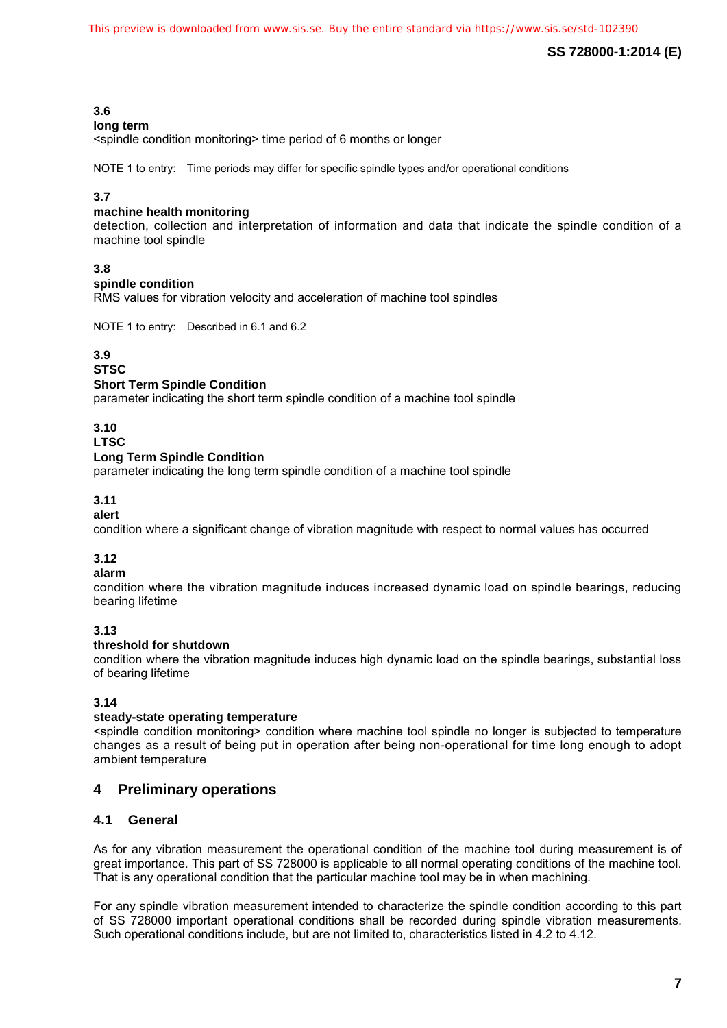**3.6**
**long term**
<spindle condition monitoring> time period of 6 months or longer

NOTE 1 to entry: Time periods may differ for specific spindle types and/or operational conditions

**3.7**
**machine health monitoring**
detection, collection and interpretation of information and data that indicate the spindle condition of a machine tool spindle

**3.8**
**spindle condition**
RMS values for vibration velocity and acceleration of machine tool spindles

NOTE 1 to entry: Described in 6.1 and 6.2

**3.9**
**STSC**
**Short Term Spindle Condition**
parameter indicating the short term spindle condition of a machine tool spindle

**3.10**
**LTSC**
**Long Term Spindle Condition**
parameter indicating the long term spindle condition of a machine tool spindle

**3.11**
**alert**
condition where a significant change of vibration magnitude with respect to normal values has occurred

**3.12**
**alarm**
condition where the vibration magnitude induces increased dynamic load on spindle bearings, reducing bearing lifetime

**3.13**
**threshold for shutdown**
condition where the vibration magnitude induces high dynamic load on the spindle bearings, substantial loss of bearing lifetime

**3.14**
**steady-state operating temperature**
<spindle condition monitoring> condition where machine tool spindle no longer is subjected to temperature changes as a result of being put in operation after being non-operational for time long enough to adopt ambient temperature

## 4 Preliminary operations

### 4.1 General

As for any vibration measurement the operational condition of the machine tool during measurement is of great importance. This part of SS 728000 is applicable to all normal operating conditions of the machine tool. That is any operational condition that the particular machine tool may be in when machining.

For any spindle vibration measurement intended to characterize the spindle condition according to this part of SS 728000 important operational conditions shall be recorded during spindle vibration measurements. Such operational conditions include, but are not limited to, characteristics listed in 4.2 to 4.12.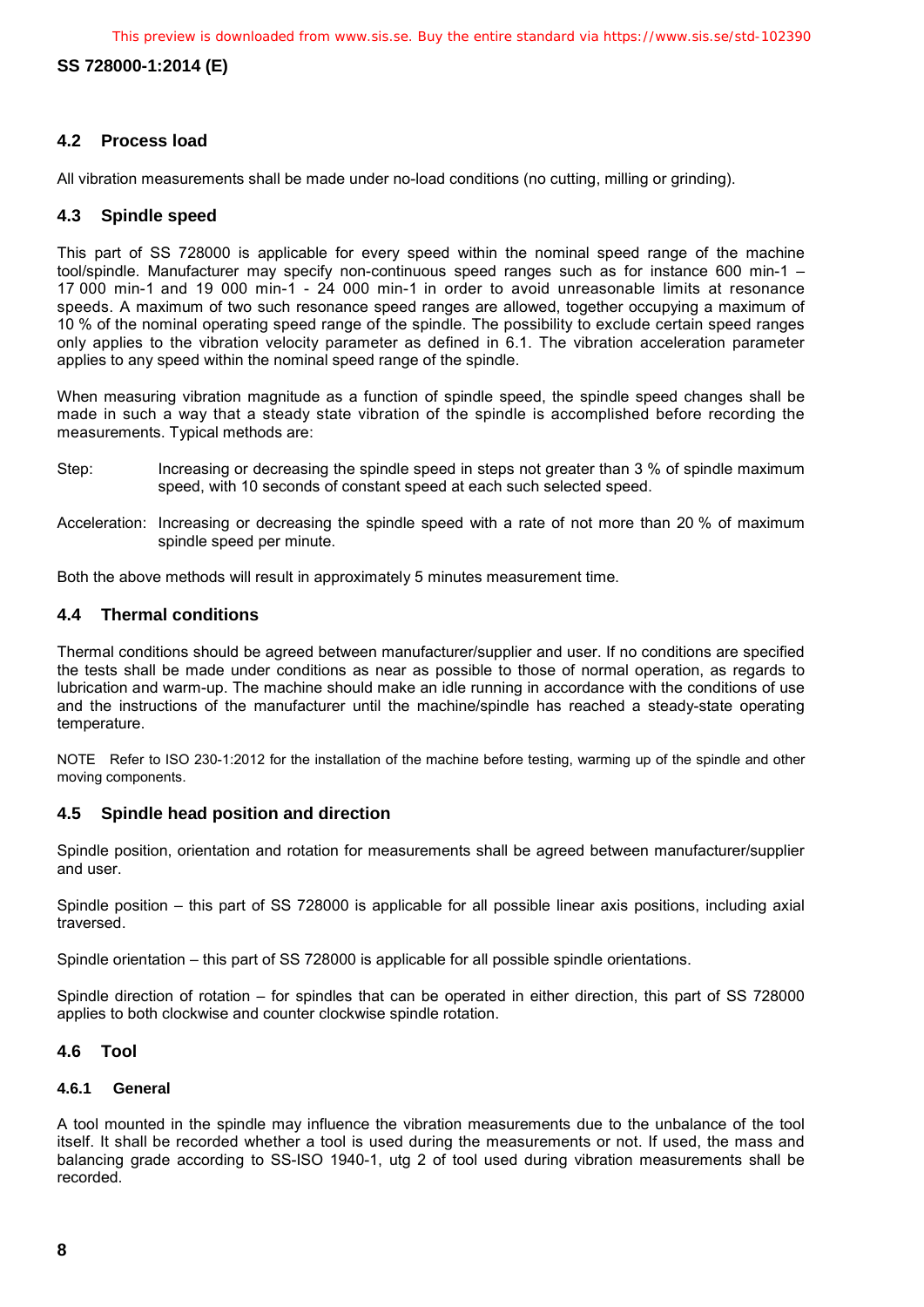## 4.2 Process load

All vibration measurements shall be made under no-load conditions (no cutting, milling or grinding).

## 4.3 Spindle speed

This part of SS 728000 is applicable for every speed within the nominal speed range of the machine tool/spindle. Manufacturer may specify non-continuous speed ranges such as for instance 600 min-1 – 17 000 min-1 and 19 000 min-1 - 24 000 min-1 in order to avoid unreasonable limits at resonance speeds. A maximum of two such resonance speed ranges are allowed, together occupying a maximum of 10 % of the nominal operating speed range of the spindle. The possibility to exclude certain speed ranges only applies to the vibration velocity parameter as defined in 6.1. The vibration acceleration parameter applies to any speed within the nominal speed range of the spindle.

When measuring vibration magnitude as a function of spindle speed, the spindle speed changes shall be made in such a way that a steady state vibration of the spindle is accomplished before recording the measurements. Typical methods are:

Step: Increasing or decreasing the spindle speed in steps not greater than 3 % of spindle maximum speed, with 10 seconds of constant speed at each such selected speed.

Acceleration: Increasing or decreasing the spindle speed with a rate of not more than 20 % of maximum spindle speed per minute.

Both the above methods will result in approximately 5 minutes measurement time.

## 4.4 Thermal conditions

Thermal conditions should be agreed between manufacturer/supplier and user. If no conditions are specified the tests shall be made under conditions as near as possible to those of normal operation, as regards to lubrication and warm-up. The machine should make an idle running in accordance with the conditions of use and the instructions of the manufacturer until the machine/spindle has reached a steady-state operating temperature.

NOTE Refer to ISO 230-1:2012 for the installation of the machine before testing, warming up of the spindle and other moving components.

## 4.5 Spindle head position and direction

Spindle position, orientation and rotation for measurements shall be agreed between manufacturer/supplier and user.

Spindle position – this part of SS 728000 is applicable for all possible linear axis positions, including axial traversed.

Spindle orientation – this part of SS 728000 is applicable for all possible spindle orientations.

Spindle direction of rotation – for spindles that can be operated in either direction, this part of SS 728000 applies to both clockwise and counter clockwise spindle rotation.

## 4.6 Tool

### 4.6.1 General

A tool mounted in the spindle may influence the vibration measurements due to the unbalance of the tool itself. It shall be recorded whether a tool is used during the measurements or not. If used, the mass and balancing grade according to SS-ISO 1940-1, utg 2 of tool used during vibration measurements shall be recorded.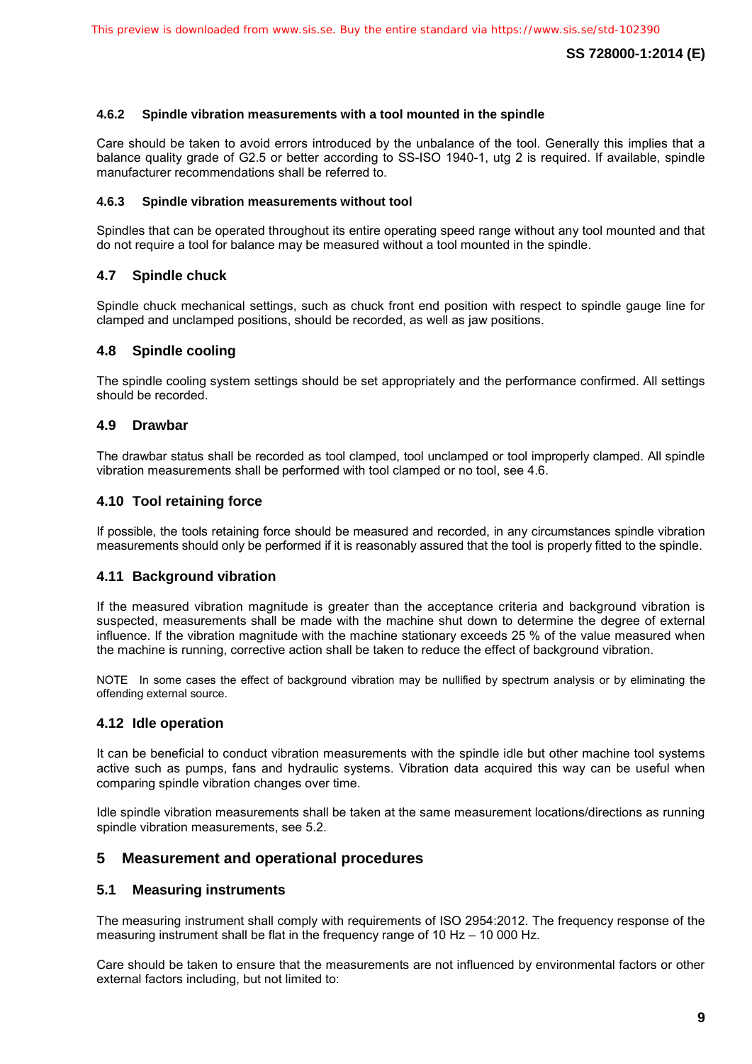#### 4.6.2 Spindle vibration measurements with a tool mounted in the spindle

Care should be taken to avoid errors introduced by the unbalance of the tool. Generally this implies that a balance quality grade of G2.5 or better according to SS-ISO 1940-1, utg 2 is required. If available, spindle manufacturer recommendations shall be referred to.

#### 4.6.3 Spindle vibration measurements without tool

Spindles that can be operated throughout its entire operating speed range without any tool mounted and that do not require a tool for balance may be measured without a tool mounted in the spindle.

### 4.7 Spindle chuck

Spindle chuck mechanical settings, such as chuck front end position with respect to spindle gauge line for clamped and unclamped positions, should be recorded, as well as jaw positions.

### 4.8 Spindle cooling

The spindle cooling system settings should be set appropriately and the performance confirmed. All settings should be recorded.

### 4.9 Drawbar

The drawbar status shall be recorded as tool clamped, tool unclamped or tool improperly clamped. All spindle vibration measurements shall be performed with tool clamped or no tool, see 4.6.

### 4.10 Tool retaining force

If possible, the tools retaining force should be measured and recorded, in any circumstances spindle vibration measurements should only be performed if it is reasonably assured that the tool is properly fitted to the spindle.

### 4.11 Background vibration

If the measured vibration magnitude is greater than the acceptance criteria and background vibration is suspected, measurements shall be made with the machine shut down to determine the degree of external influence. If the vibration magnitude with the machine stationary exceeds 25 % of the value measured when the machine is running, corrective action shall be taken to reduce the effect of background vibration.

NOTE In some cases the effect of background vibration may be nullified by spectrum analysis or by eliminating the offending external source.

### 4.12 Idle operation

It can be beneficial to conduct vibration measurements with the spindle idle but other machine tool systems active such as pumps, fans and hydraulic systems. Vibration data acquired this way can be useful when comparing spindle vibration changes over time.

Idle spindle vibration measurements shall be taken at the same measurement locations/directions as running spindle vibration measurements, see 5.2.

## 5 Measurement and operational procedures

### 5.1 Measuring instruments

The measuring instrument shall comply with requirements of ISO 2954:2012. The frequency response of the measuring instrument shall be flat in the frequency range of 10 Hz – 10 000 Hz.

Care should be taken to ensure that the measurements are not influenced by environmental factors or other external factors including, but not limited to: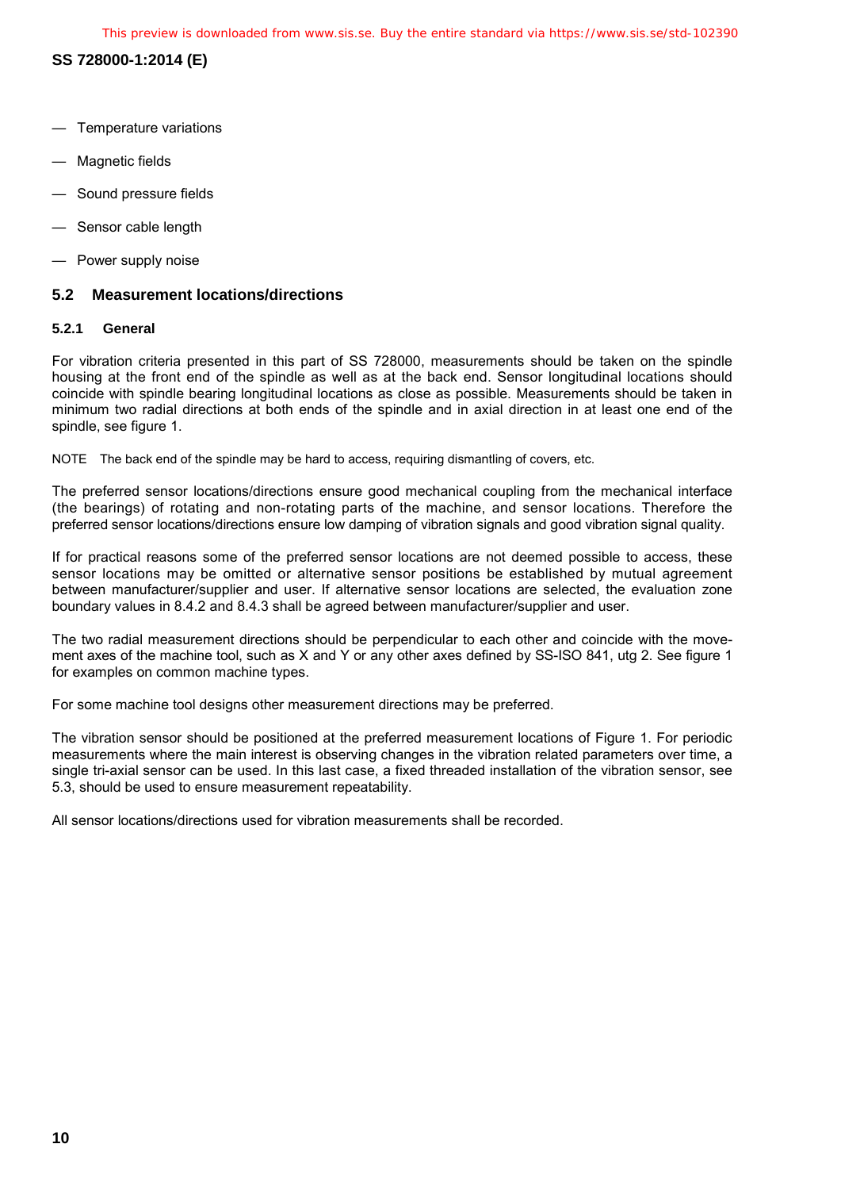— Temperature variations

— Magnetic fields

— Sound pressure fields

— Sensor cable length

— Power supply noise

## 5.2 Measurement locations/directions

### 5.2.1 General

For vibration criteria presented in this part of SS 728000, measurements should be taken on the spindle housing at the front end of the spindle as well as at the back end. Sensor longitudinal locations should coincide with spindle bearing longitudinal locations as close as possible. Measurements should be taken in minimum two radial directions at both ends of the spindle and in axial direction in at least one end of the spindle, see figure 1.

NOTE The back end of the spindle may be hard to access, requiring dismantling of covers, etc.

The preferred sensor locations/directions ensure good mechanical coupling from the mechanical interface (the bearings) of rotating and non-rotating parts of the machine, and sensor locations. Therefore the preferred sensor locations/directions ensure low damping of vibration signals and good vibration signal quality.

If for practical reasons some of the preferred sensor locations are not deemed possible to access, these sensor locations may be omitted or alternative sensor positions be established by mutual agreement between manufacturer/supplier and user. If alternative sensor locations are selected, the evaluation zone boundary values in 8.4.2 and 8.4.3 shall be agreed between manufacturer/supplier and user.

The two radial measurement directions should be perpendicular to each other and coincide with the movement axes of the machine tool, such as X and Y or any other axes defined by SS-ISO 841, utg 2. See figure 1 for examples on common machine types.

For some machine tool designs other measurement directions may be preferred.

The vibration sensor should be positioned at the preferred measurement locations of Figure 1. For periodic measurements where the main interest is observing changes in the vibration related parameters over time, a single tri-axial sensor can be used. In this last case, a fixed threaded installation of the vibration sensor, see 5.3, should be used to ensure measurement repeatability.

All sensor locations/directions used for vibration measurements shall be recorded.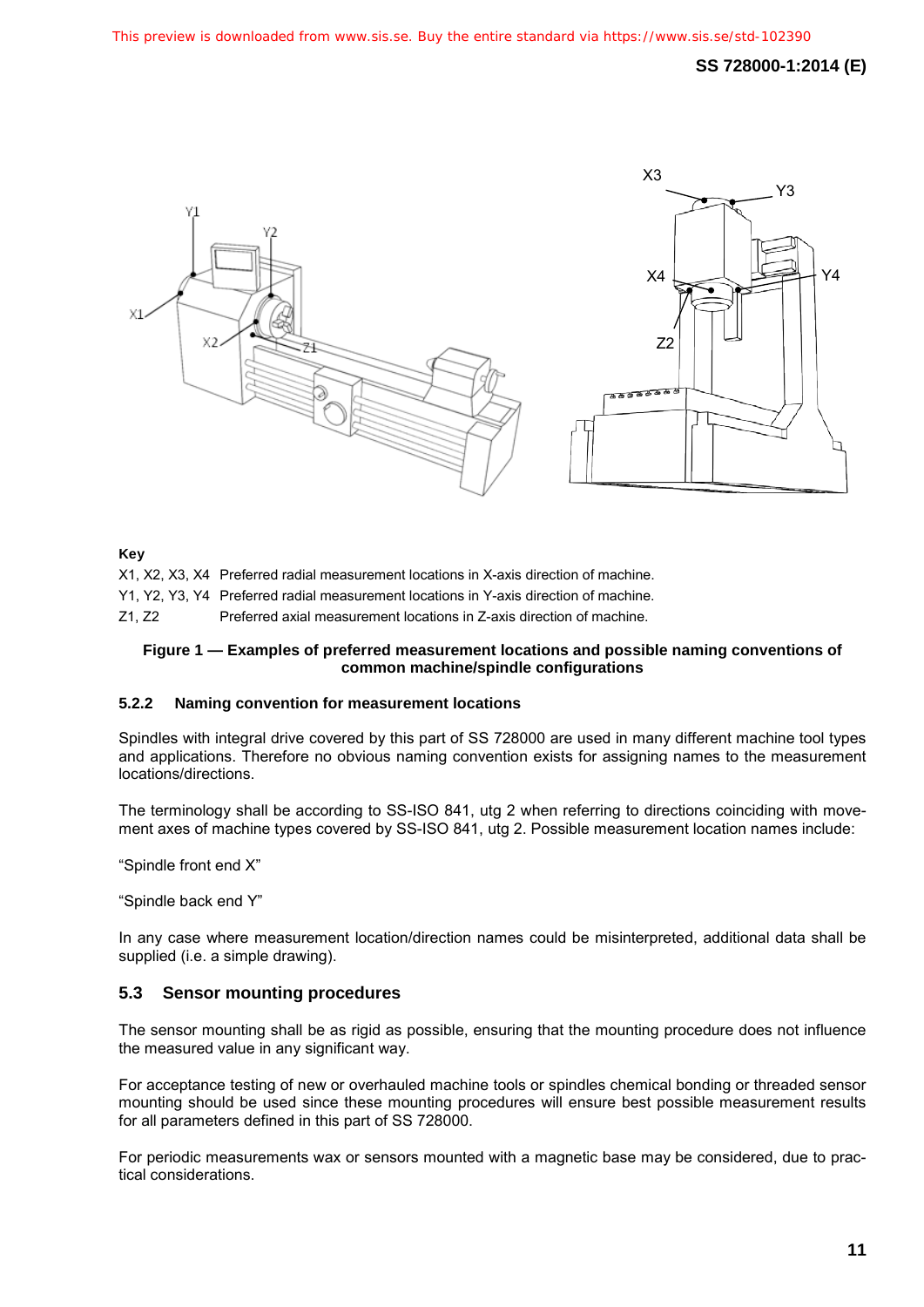X3
Y3
Y1
Y2
X4
Y4
X1
X2
Z1
Z2

**Key**

X1, X2, X3, X4 Preferred radial measurement locations in X-axis direction of machine.

Y1, Y2, Y3, Y4 Preferred radial measurement locations in Y-axis direction of machine.

Z1, Z2 Preferred axial measurement locations in Z-axis direction of machine.

**Figure 1 — Examples of preferred measurement locations and possible naming conventions of common machine/spindle configurations**

### 5.2.2 Naming convention for measurement locations

Spindles with integral drive covered by this part of SS 728000 are used in many different machine tool types and applications. Therefore no obvious naming convention exists for assigning names to the measurement locations/directions.

The terminology shall be according to SS-ISO 841, utg 2 when referring to directions coinciding with movement axes of machine types covered by SS-ISO 841, utg 2. Possible measurement location names include:

“Spindle front end X”

“Spindle back end Y”

In any case where measurement location/direction names could be misinterpreted, additional data shall be supplied (i.e. a simple drawing).

## 5.3 Sensor mounting procedures

The sensor mounting shall be as rigid as possible, ensuring that the mounting procedure does not influence the measured value in any significant way.

For acceptance testing of new or overhauled machine tools or spindles chemical bonding or threaded sensor mounting should be used since these mounting procedures will ensure best possible measurement results for all parameters defined in this part of SS 728000.

For periodic measurements wax or sensors mounted with a magnetic base may be considered, due to practical considerations.